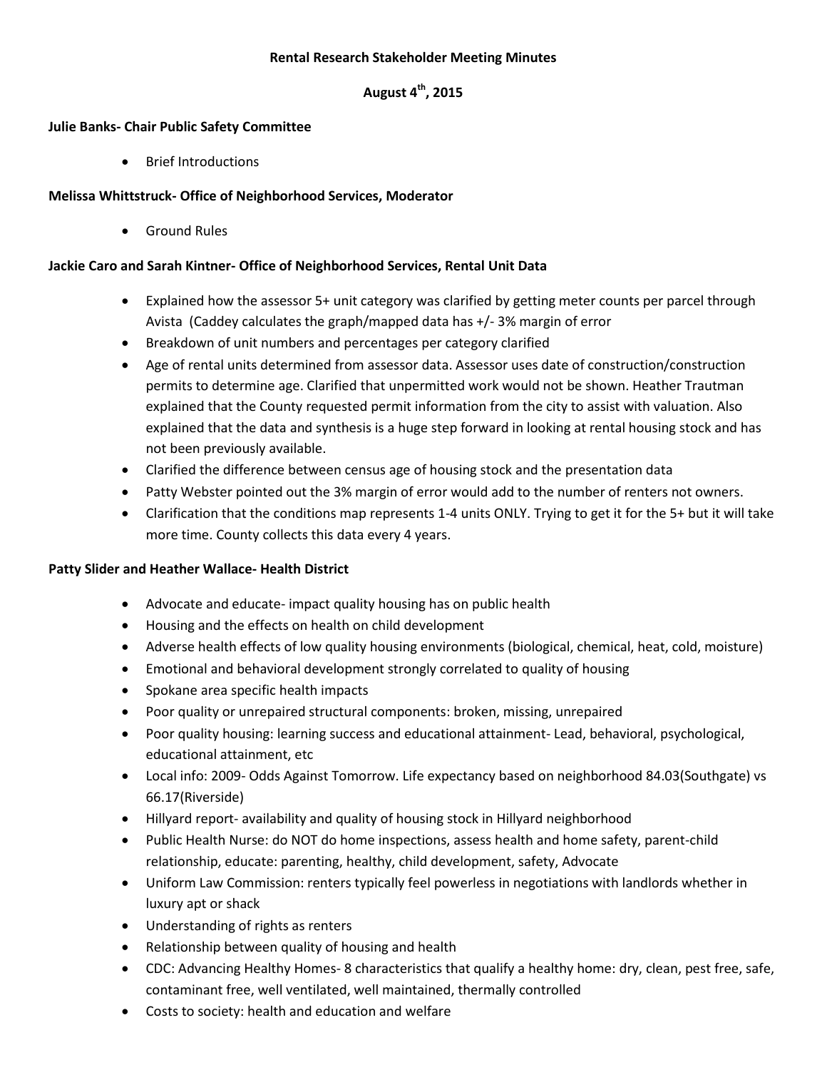**Rental Research Stakeholder Meeting Minutes**

**August 4th, 2015**

**Julie Banks- Chair Public Safety Committee**

- Brief Introductions

**Melissa Whittstruck- Office of Neighborhood Services, Moderator**

- Ground Rules

**Jackie Caro and Sarah Kintner- Office of Neighborhood Services, Rental Unit Data**

- Explained how the assessor 5+ unit category was clarified by getting meter counts per parcel through Avista (Caddey calculates the graph/mapped data has +/- 3% margin of error
- Breakdown of unit numbers and percentages per category clarified
- Age of rental units determined from assessor data. Assessor uses date of construction/construction permits to determine age. Clarified that unpermitted work would not be shown. Heather Trautman explained that the County requested permit information from the city to assist with valuation. Also explained that the data and synthesis is a huge step forward in looking at rental housing stock and has not been previously available.
- Clarified the difference between census age of housing stock and the presentation data
- Patty Webster pointed out the 3% margin of error would add to the number of renters not owners.
- Clarification that the conditions map represents 1-4 units ONLY. Trying to get it for the 5+ but it will take more time. County collects this data every 4 years.

**Patty Slider and Heather Wallace- Health District**

- Advocate and educate- impact quality housing has on public health
- Housing and the effects on health on child development
- Adverse health effects of low quality housing environments (biological, chemical, heat, cold, moisture)
- Emotional and behavioral development strongly correlated to quality of housing
- Spokane area specific health impacts
- Poor quality or unrepaired structural components: broken, missing, unrepaired
- Poor quality housing: learning success and educational attainment- Lead, behavioral, psychological, educational attainment, etc
- Local info: 2009- Odds Against Tomorrow. Life expectancy based on neighborhood 84.03(Southgate) vs 66.17(Riverside)
- Hillyard report- availability and quality of housing stock in Hillyard neighborhood
- Public Health Nurse: do NOT do home inspections, assess health and home safety, parent-child relationship, educate: parenting, healthy, child development, safety, Advocate
- Uniform Law Commission: renters typically feel powerless in negotiations with landlords whether in luxury apt or shack
- Understanding of rights as renters
- Relationship between quality of housing and health
- CDC: Advancing Healthy Homes- 8 characteristics that qualify a healthy home: dry, clean, pest free, safe, contaminant free, well ventilated, well maintained, thermally controlled
- Costs to society: health and education and welfare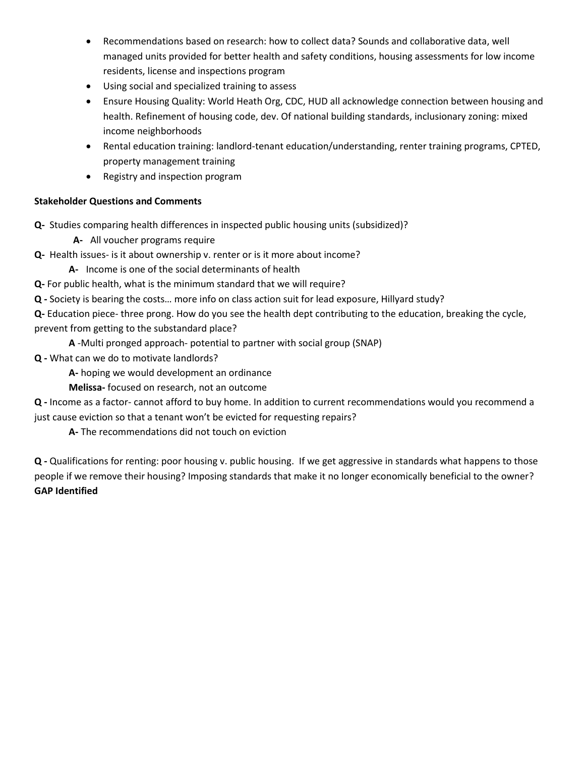- Recommendations based on research: how to collect data? Sounds and collaborative data, well managed units provided for better health and safety conditions, housing assessments for low income residents, license and inspections program
- Using social and specialized training to assess
- Ensure Housing Quality: World Heath Org, CDC, HUD all acknowledge connection between housing and health. Refinement of housing code, dev. Of national building standards, inclusionary zoning: mixed income neighborhoods
- Rental education training: landlord-tenant education/understanding, renter training programs, CPTED, property management training
- Registry and inspection program

**Stakeholder Questions and Comments**

**Q-** Studies comparing health differences in inspected public housing units (subsidized)?

  **A-** All voucher programs require

**Q-** Health issues- is it about ownership v. renter or is it more about income?

  **A-** Income is one of the social determinants of health

**Q-** For public health, what is the minimum standard that we will require?

**Q -** Society is bearing the costs… more info on class action suit for lead exposure, Hillyard study?

**Q-** Education piece- three prong. How do you see the health dept contributing to the education, breaking the cycle, prevent from getting to the substandard place?

  **A** -Multi pronged approach- potential to partner with social group (SNAP)

**Q -** What can we do to motivate landlords?

  **A-** hoping we would development an ordinance

  **Melissa-** focused on research, not an outcome

**Q -** Income as a factor- cannot afford to buy home. In addition to current recommendations would you recommend a just cause eviction so that a tenant won't be evicted for requesting repairs?

  **A-** The recommendations did not touch on eviction

**Q -** Qualifications for renting: poor housing v. public housing. If we get aggressive in standards what happens to those people if we remove their housing? Imposing standards that make it no longer economically beneficial to the owner?

**GAP Identified**